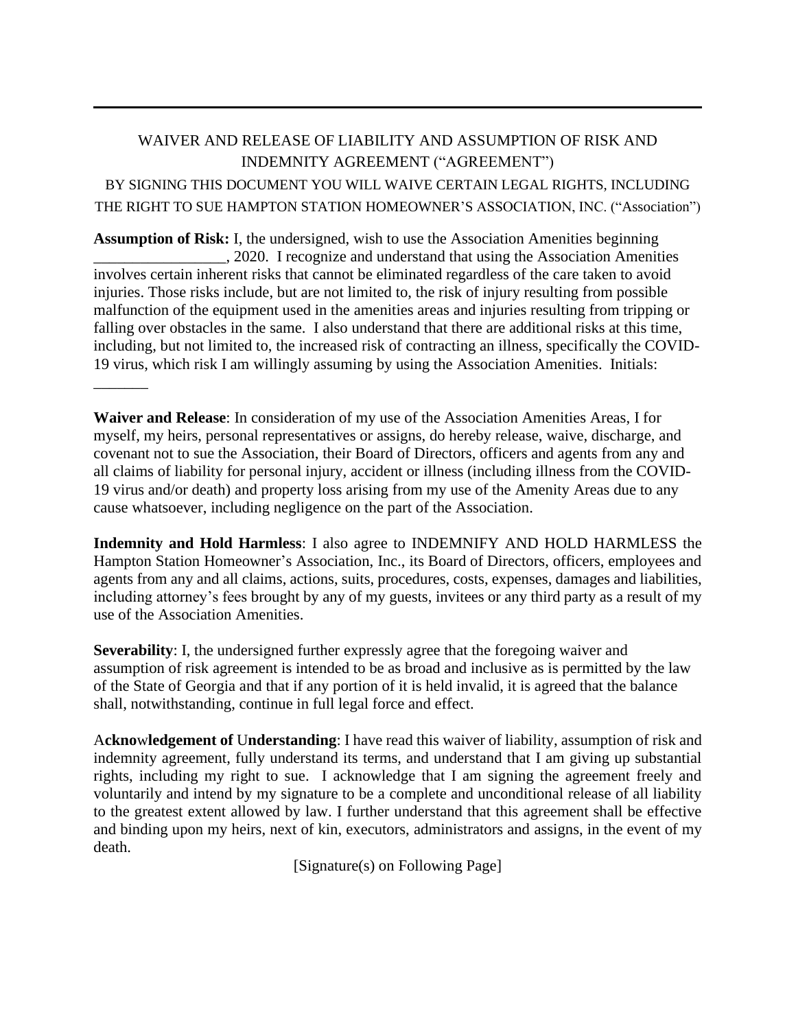---

WAIVER AND RELEASE OF LIABILITY AND ASSUMPTION OF RISK AND INDEMNITY AGREEMENT ("AGREEMENT")

BY SIGNING THIS DOCUMENT YOU WILL WAIVE CERTAIN LEGAL RIGHTS, INCLUDING THE RIGHT TO SUE HAMPTON STATION HOMEOWNER'S ASSOCIATION, INC. ("Association")

**Assumption of Risk:** I, the undersigned, wish to use the Association Amenities beginning _________________, 2020. I recognize and understand that using the Association Amenities involves certain inherent risks that cannot be eliminated regardless of the care taken to avoid injuries. Those risks include, but are not limited to, the risk of injury resulting from possible malfunction of the equipment used in the amenities areas and injuries resulting from tripping or falling over obstacles in the same. I also understand that there are additional risks at this time, including, but not limited to, the increased risk of contracting an illness, specifically the COVID-19 virus, which risk I am willingly assuming by using the Association Amenities. Initials: _______

**Waiver and Release**: In consideration of my use of the Association Amenities Areas, I for myself, my heirs, personal representatives or assigns, do hereby release, waive, discharge, and covenant not to sue the Association, their Board of Directors, officers and agents from any and all claims of liability for personal injury, accident or illness (including illness from the COVID-19 virus and/or death) and property loss arising from my use of the Amenity Areas due to any cause whatsoever, including negligence on the part of the Association.

**Indemnity and Hold Harmless**: I also agree to INDEMNIFY AND HOLD HARMLESS the Hampton Station Homeowner's Association, Inc., its Board of Directors, officers, employees and agents from any and all claims, actions, suits, procedures, costs, expenses, damages and liabilities, including attorney's fees brought by any of my guests, invitees or any third party as a result of my use of the Association Amenities.

**Severability**: I, the undersigned further expressly agree that the foregoing waiver and assumption of risk agreement is intended to be as broad and inclusive as is permitted by the law of the State of Georgia and that if any portion of it is held invalid, it is agreed that the balance shall, notwithstanding, continue in full legal force and effect.

**Acknowledgement of Understanding**: I have read this waiver of liability, assumption of risk and indemnity agreement, fully understand its terms, and understand that I am giving up substantial rights, including my right to sue. I acknowledge that I am signing the agreement freely and voluntarily and intend by my signature to be a complete and unconditional release of all liability to the greatest extent allowed by law. I further understand that this agreement shall be effective and binding upon my heirs, next of kin, executors, administrators and assigns, in the event of my death.

[Signature(s) on Following Page]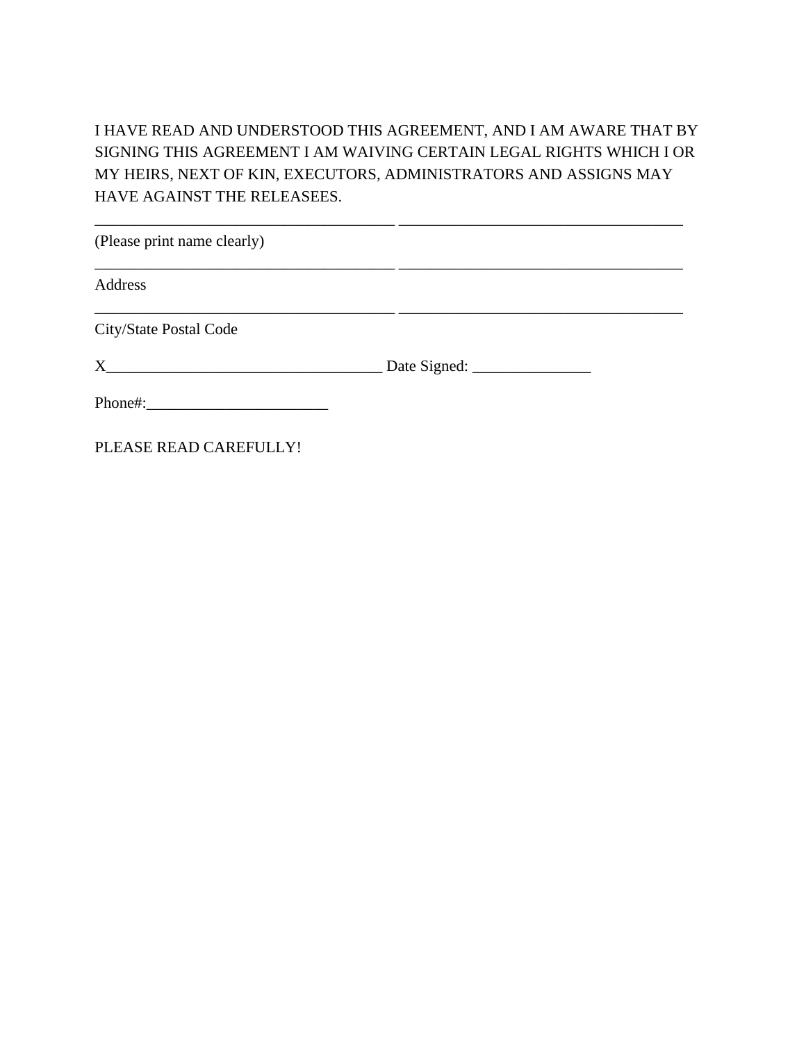I HAVE READ AND UNDERSTOOD THIS AGREEMENT, AND I AM AWARE THAT BY SIGNING THIS AGREEMENT I AM WAIVING CERTAIN LEGAL RIGHTS WHICH I OR MY HEIRS, NEXT OF KIN, EXECUTORS, ADMINISTRATORS AND ASSIGNS MAY HAVE AGAINST THE RELEASEES.

_______________________________________ _____________________________________

(Please print name clearly)

_______________________________________ _____________________________________

Address

_______________________________________ _____________________________________

City/State Postal Code

X___________________________________ Date Signed: _______________

Phone#:_______________________

PLEASE READ CAREFULLY!